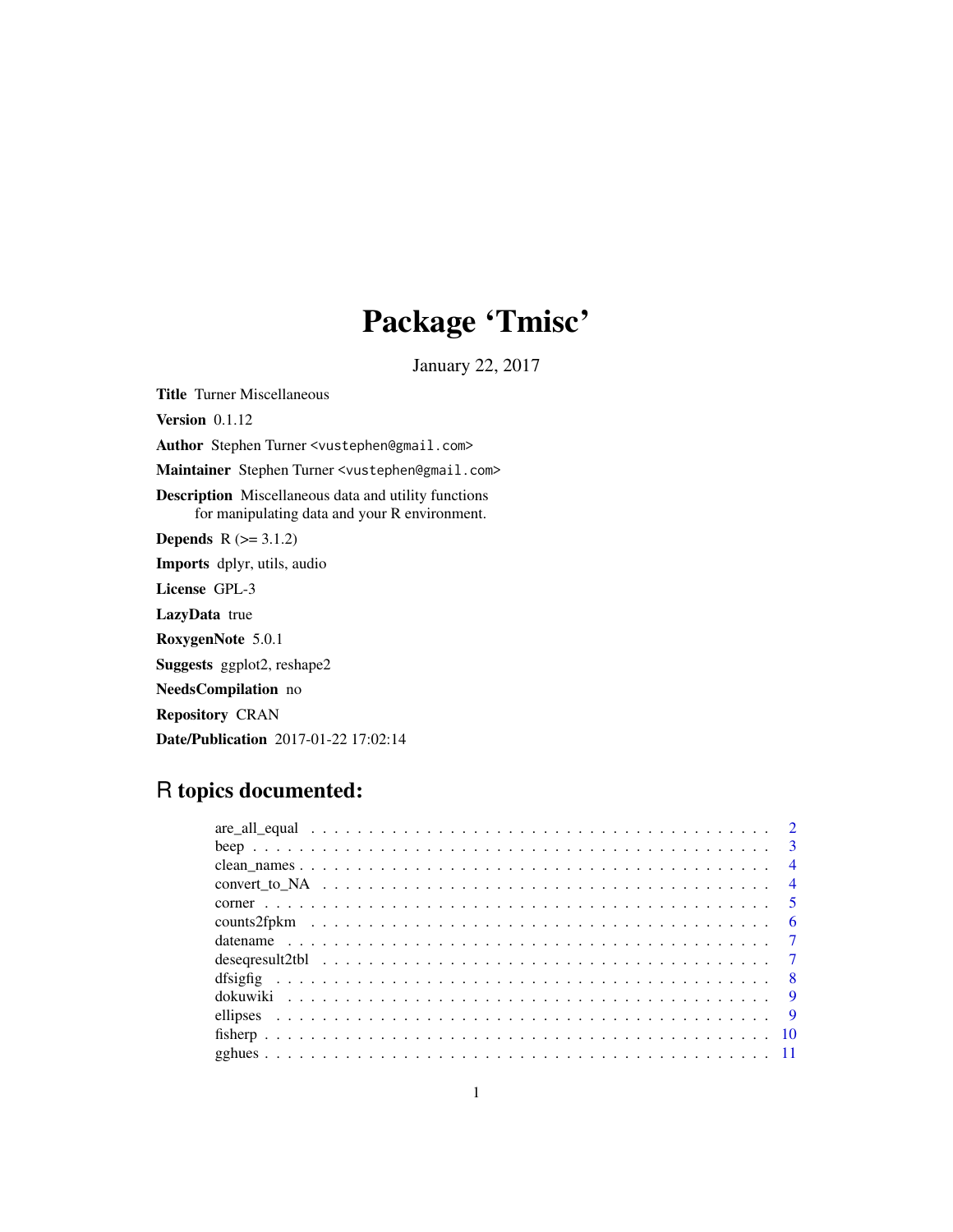# Package 'Tmisc'

January 22, 2017

**Title** Turner Miscellaneous

**Version** 0.1.12

**Author** Stephen Turner <vustephen@gmail.com>

**Maintainer** Stephen Turner <vustephen@gmail.com>

**Description** Miscellaneous data and utility functions
for manipulating data and your R environment.

**Depends** R (>= 3.1.2)

**Imports** dplyr, utils, audio

**License** GPL-3

**LazyData** true

**RoxygenNote** 5.0.1

**Suggests** ggplot2, reshape2

**NeedsCompilation** no

**Repository** CRAN

**Date/Publication** 2017-01-22 17:02:14

## R topics documented:

| | |
|---|---|
| are_all_equal | 2 |
| beep | 3 |
| clean_names | 4 |
| convert_to_NA | 4 |
| corner | 5 |
| counts2fpkm | 6 |
| datename | 7 |
| deseqresult2tbl | 7 |
| dfsigfig | 8 |
| dokuwiki | 9 |
| ellipses | 9 |
| fisherp | 10 |
| gghues | 11 |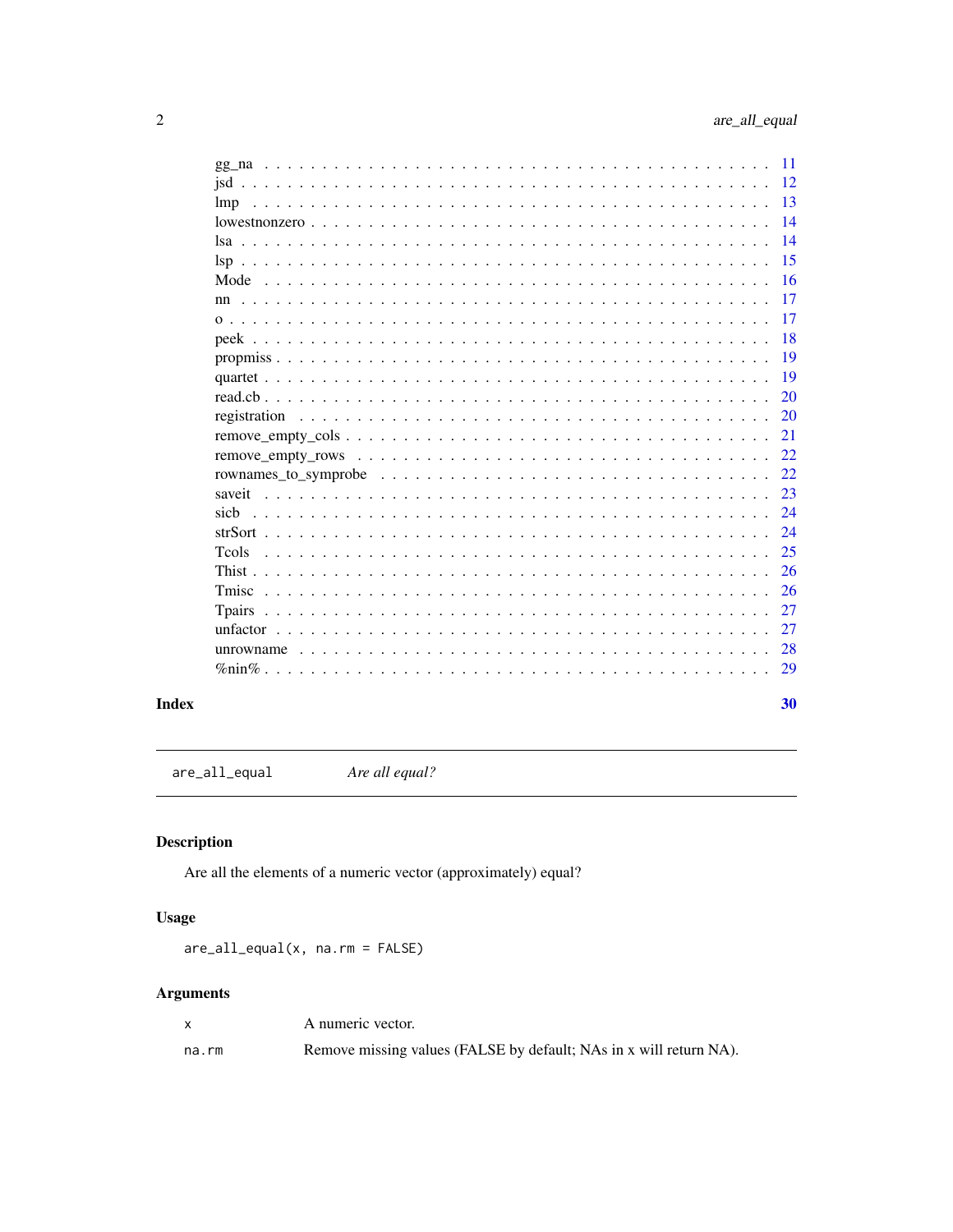| | |
|---|---|
| gg_na | 11 |
| jsd | 12 |
| lmp | 13 |
| lowestnonzero | 14 |
| lsa | 14 |
| lsp | 15 |
| Mode | 16 |
| nn | 17 |
| o | 17 |
| peek | 18 |
| propmiss | 19 |
| quartet | 19 |
| read.cb | 20 |
| registration | 20 |
| remove_empty_cols | 21 |
| remove_empty_rows | 22 |
| rownames_to_symprobe | 22 |
| saveit | 23 |
| sicb | 24 |
| strSort | 24 |
| Tcols | 25 |
| Thist | 26 |
| Tmisc | 26 |
| Tpairs | 27 |
| unfactor | 27 |
| unrowname | 28 |
| %nin% | 29 |

**Index** **30**

---

`are_all_equal` *Are all equal?*

---

## Description

Are all the elements of a numeric vector (approximately) equal?

## Usage

```
are_all_equal(x, na.rm = FALSE)
```

## Arguments

| | |
|---|---|
| `x` | A numeric vector. |
| `na.rm` | Remove missing values (FALSE by default; NAs in x will return NA). |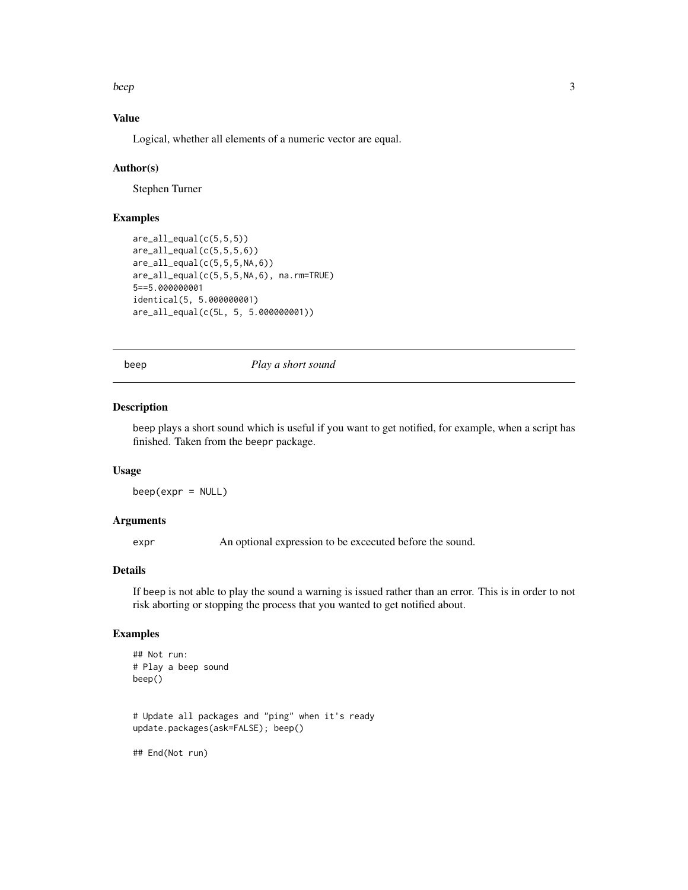### Value

Logical, whether all elements of a numeric vector are equal.

### Author(s)

Stephen Turner

### Examples

```
are_all_equal(c(5,5,5))
are_all_equal(c(5,5,5,6))
are_all_equal(c(5,5,5,NA,6))
are_all_equal(c(5,5,5,NA,6), na.rm=TRUE)
5==5.000000001
identical(5, 5.000000001)
are_all_equal(c(5L, 5, 5.000000001))
```

## beep — *Play a short sound*

### Description

beep plays a short sound which is useful if you want to get notified, for example, when a script has finished. Taken from the beepr package.

### Usage

```
beep(expr = NULL)
```

### Arguments

| | |
|---|---|
| expr | An optional expression to be excecuted before the sound. |

### Details

If beep is not able to play the sound a warning is issued rather than an error. This is in order to not risk aborting or stopping the process that you wanted to get notified about.

### Examples

```
## Not run:
# Play a beep sound
beep()


# Update all packages and "ping" when it's ready
update.packages(ask=FALSE); beep()

## End(Not run)
```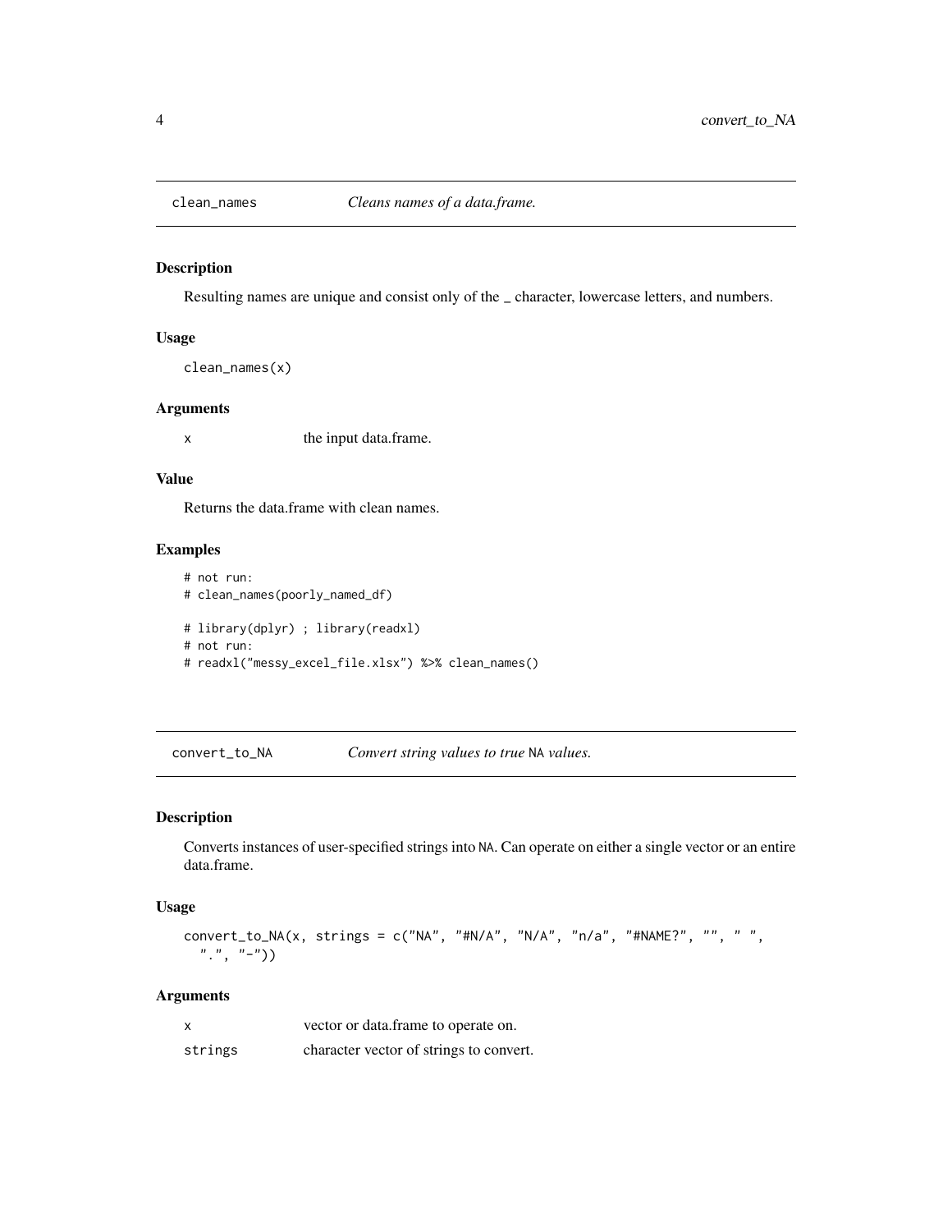## clean_names — *Cleans names of a data.frame.*

### Description

Resulting names are unique and consist only of the _ character, lowercase letters, and numbers.

### Usage

```
clean_names(x)
```

### Arguments

| | |
|---|---|
| x | the input data.frame. |

### Value

Returns the data.frame with clean names.

### Examples

```
# not run:
# clean_names(poorly_named_df)

# library(dplyr) ; library(readxl)
# not run:
# readxl("messy_excel_file.xlsx") %>% clean_names()
```

## convert_to_NA — *Convert string values to true `NA` values.*

### Description

Converts instances of user-specified strings into `NA`. Can operate on either a single vector or an entire data.frame.

### Usage

```
convert_to_NA(x, strings = c("NA", "#N/A", "N/A", "n/a", "#NAME?", "", " ",
  ".", "-"))
```

### Arguments

| | |
|---|---|
| x | vector or data.frame to operate on. |
| strings | character vector of strings to convert. |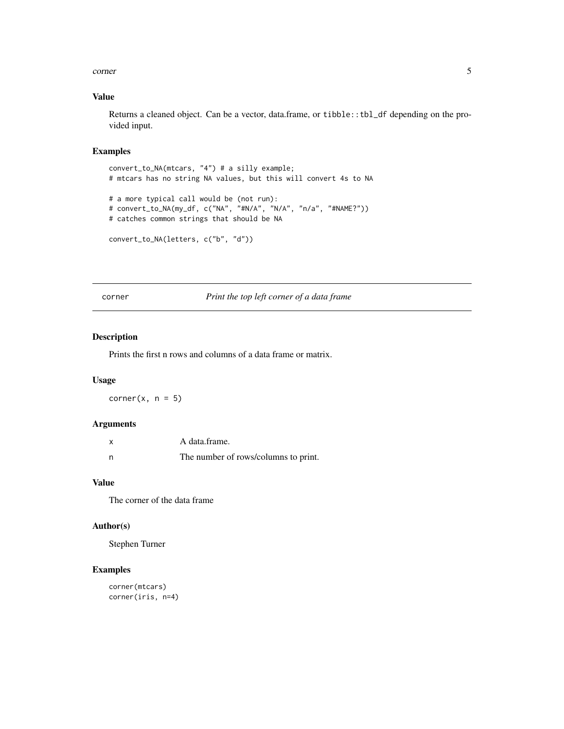### Value

Returns a cleaned object. Can be a vector, data.frame, or `tibble::tbl_df` depending on the provided input.

### Examples

```
convert_to_NA(mtcars, "4") # a silly example;
# mtcars has no string NA values, but this will convert 4s to NA

# a more typical call would be (not run):
# convert_to_NA(my_df, c("NA", "#N/A", "N/A", "n/a", "#NAME?"))
# catches common strings that should be NA

convert_to_NA(letters, c("b", "d"))
```

---

## corner — *Print the top left corner of a data frame*

### Description

Prints the first n rows and columns of a data frame or matrix.

### Usage

```
corner(x, n = 5)
```

### Arguments

| | |
|---|---|
| x | A data.frame. |
| n | The number of rows/columns to print. |

### Value

The corner of the data frame

### Author(s)

Stephen Turner

### Examples

```
corner(mtcars)
corner(iris, n=4)
```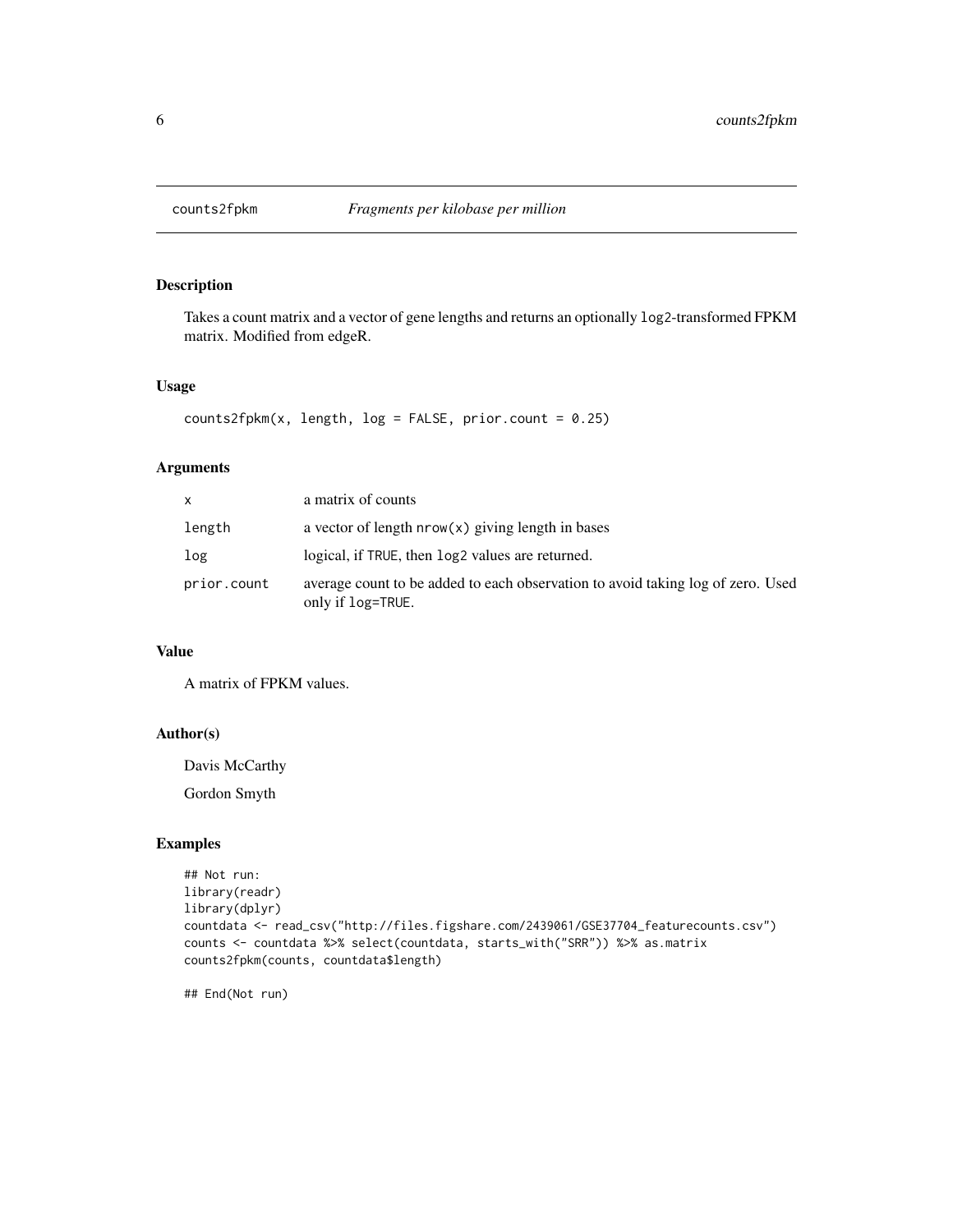## counts2fpkm — *Fragments per kilobase per million*

### Description

Takes a count matrix and a vector of gene lengths and returns an optionally `log2`-transformed FPKM matrix. Modified from edgeR.

### Usage

```
counts2fpkm(x, length, log = FALSE, prior.count = 0.25)
```

### Arguments

| | |
|---|---|
| `x` | a matrix of counts |
| `length` | a vector of length `nrow(x)` giving length in bases |
| `log` | logical, if `TRUE`, then `log2` values are returned. |
| `prior.count` | average count to be added to each observation to avoid taking log of zero. Used only if `log=TRUE`. |

### Value

A matrix of FPKM values.

### Author(s)

Davis McCarthy

Gordon Smyth

### Examples

```
## Not run:
library(readr)
library(dplyr)
countdata <- read_csv("http://files.figshare.com/2439061/GSE37704_featurecounts.csv")
counts <- countdata %>% select(countdata, starts_with("SRR")) %>% as.matrix
counts2fpkm(counts, countdata$length)

## End(Not run)
```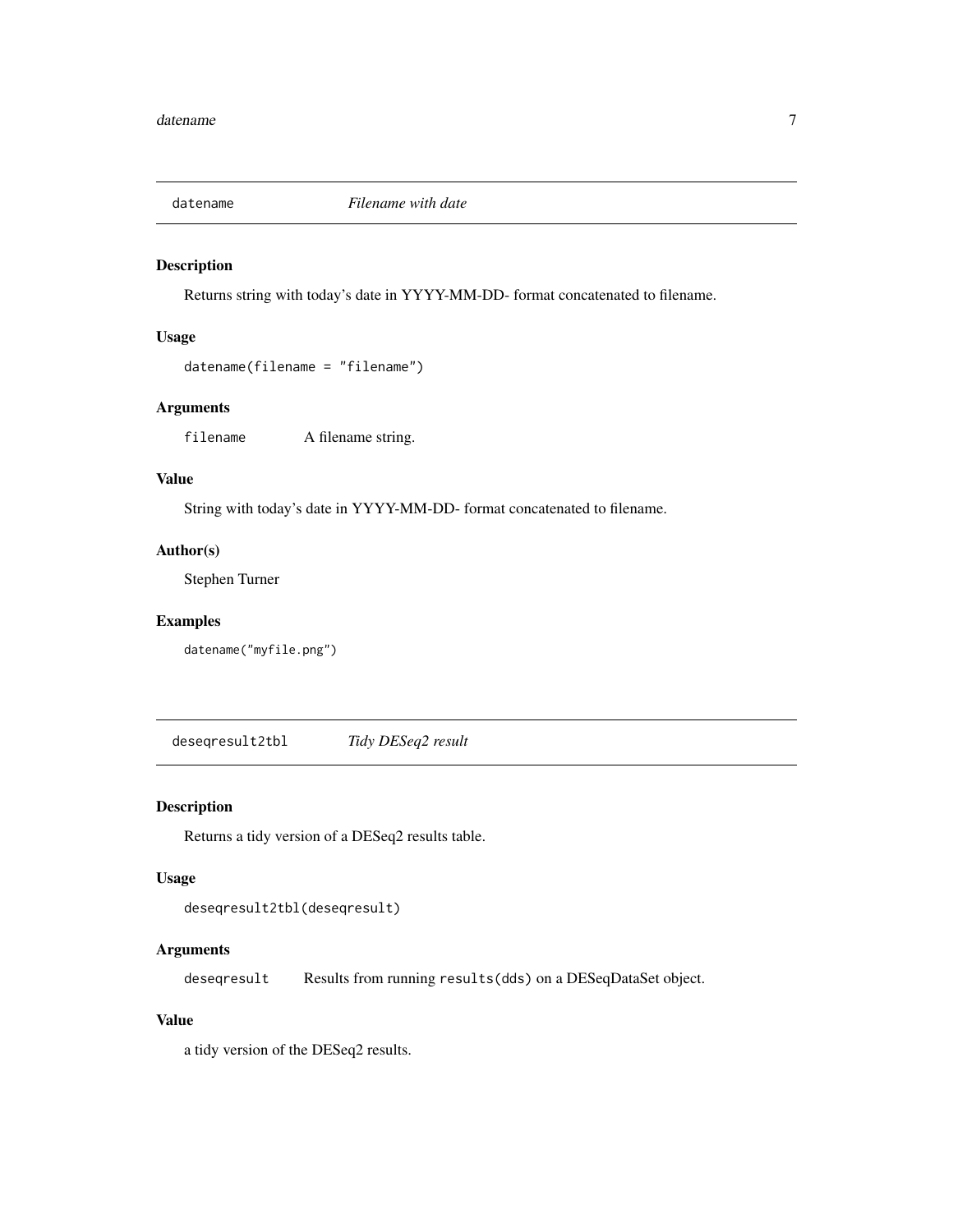## datename *Filename with date*

### Description

Returns string with today's date in YYYY-MM-DD- format concatenated to filename.

### Usage

```
datename(filename = "filename")
```

### Arguments

`filename` A filename string.

### Value

String with today's date in YYYY-MM-DD- format concatenated to filename.

### Author(s)

Stephen Turner

### Examples

```
datename("myfile.png")
```

## deseqresult2tbl *Tidy DESeq2 result*

### Description

Returns a tidy version of a DESeq2 results table.

### Usage

```
deseqresult2tbl(deseqresult)
```

### Arguments

`deseqresult` Results from running `results(dds)` on a DESeqDataSet object.

### Value

a tidy version of the DESeq2 results.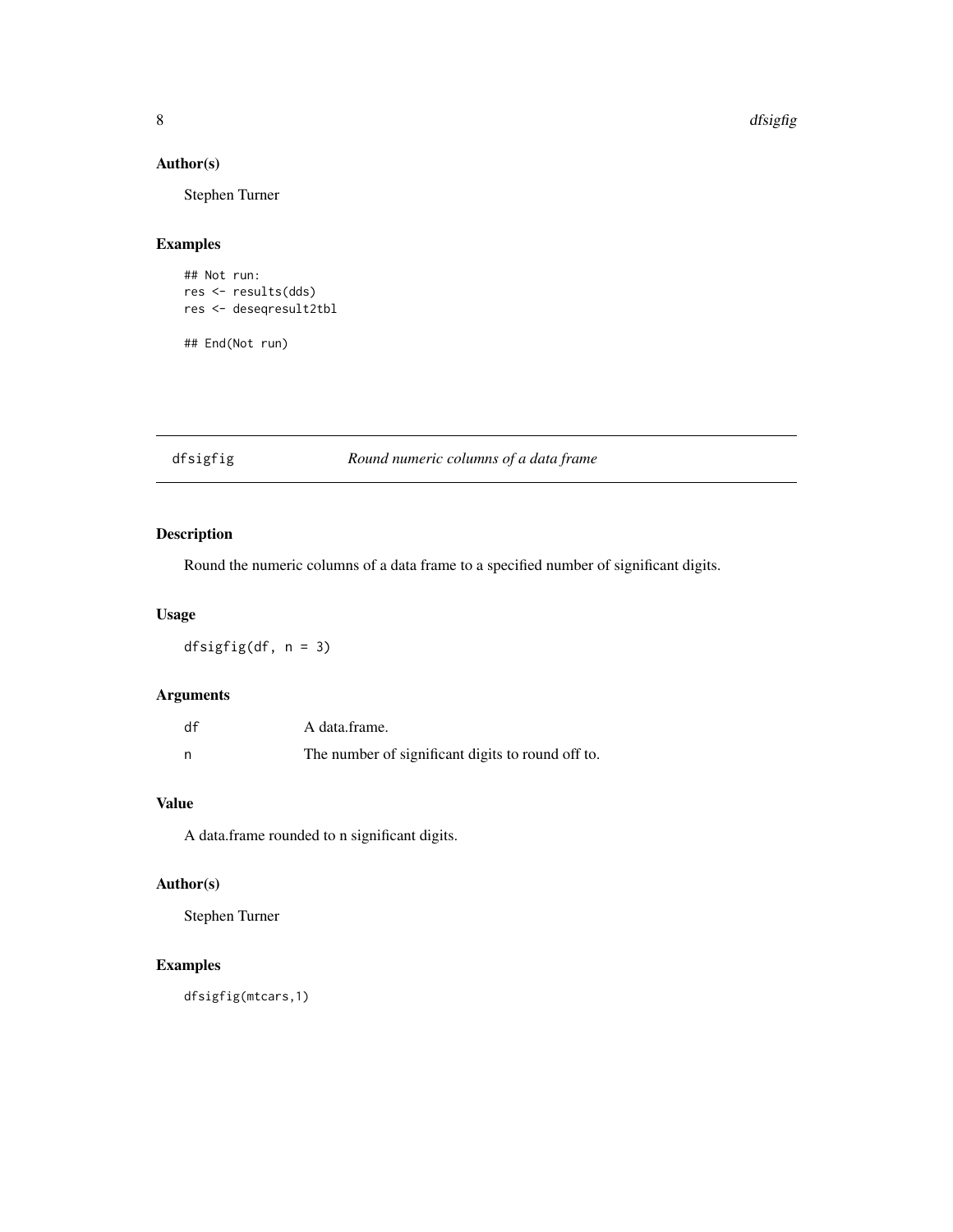## Author(s)

Stephen Turner

## Examples

```
## Not run:
res <- results(dds)
res <- deseqresult2tbl

## End(Not run)
```

---

# dfsigfig *Round numeric columns of a data frame*

## Description

Round the numeric columns of a data frame to a specified number of significant digits.

## Usage

```
dfsigfig(df, n = 3)
```

## Arguments

| | |
|---|---|
| df | A data.frame. |
| n | The number of significant digits to round off to. |

## Value

A data.frame rounded to n significant digits.

## Author(s)

Stephen Turner

## Examples

```
dfsigfig(mtcars,1)
```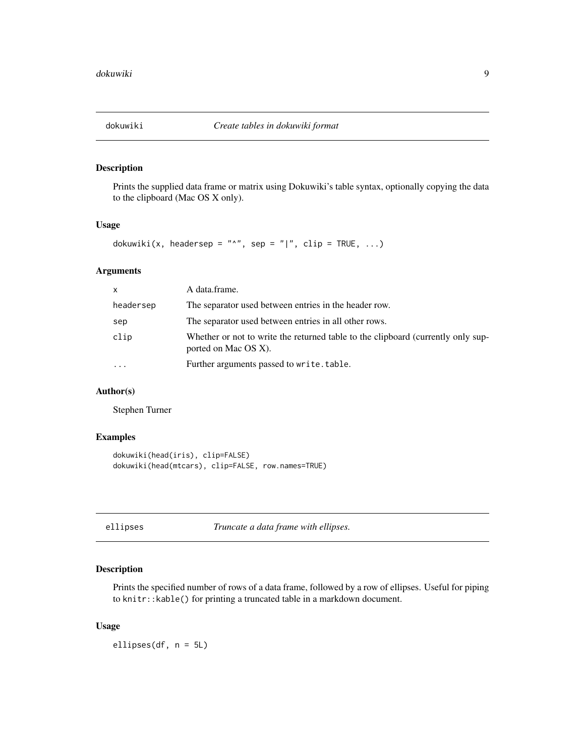## dokuwiki — *Create tables in dokuwiki format*

### Description

Prints the supplied data frame or matrix using Dokuwiki's table syntax, optionally copying the data to the clipboard (Mac OS X only).

### Usage

```
dokuwiki(x, headersep = "^", sep = "|", clip = TRUE, ...)
```

### Arguments

| | |
|---|---|
| `x` | A data.frame. |
| `headersep` | The separator used between entries in the header row. |
| `sep` | The separator used between entries in all other rows. |
| `clip` | Whether or not to write the returned table to the clipboard (currently only supported on Mac OS X). |
| `...` | Further arguments passed to `write.table`. |

### Author(s)

Stephen Turner

### Examples

```
dokuwiki(head(iris), clip=FALSE)
dokuwiki(head(mtcars), clip=FALSE, row.names=TRUE)
```

## ellipses — *Truncate a data frame with ellipses.*

### Description

Prints the specified number of rows of a data frame, followed by a row of ellipses. Useful for piping to `knitr::kable()` for printing a truncated table in a markdown document.

### Usage

```
ellipses(df, n = 5L)
```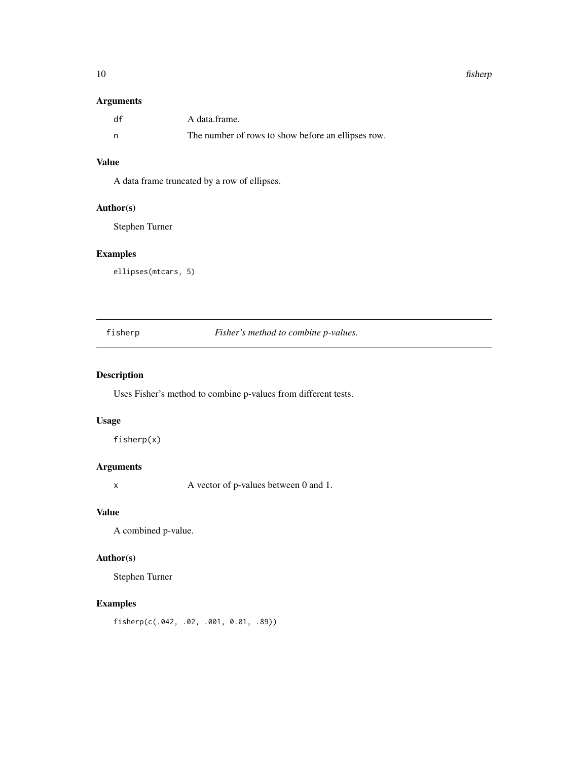### Arguments

| | |
|---|---|
| `df` | A data.frame. |
| `n` | The number of rows to show before an ellipses row. |

### Value

A data frame truncated by a row of ellipses.

### Author(s)

Stephen Turner

### Examples

```
ellipses(mtcars, 5)
```

---

## fisherp — *Fisher's method to combine p-values.*

---

### Description

Uses Fisher's method to combine p-values from different tests.

### Usage

```
fisherp(x)
```

### Arguments

| | |
|---|---|
| `x` | A vector of p-values between 0 and 1. |

### Value

A combined p-value.

### Author(s)

Stephen Turner

### Examples

```
fisherp(c(.042, .02, .001, 0.01, .89))
```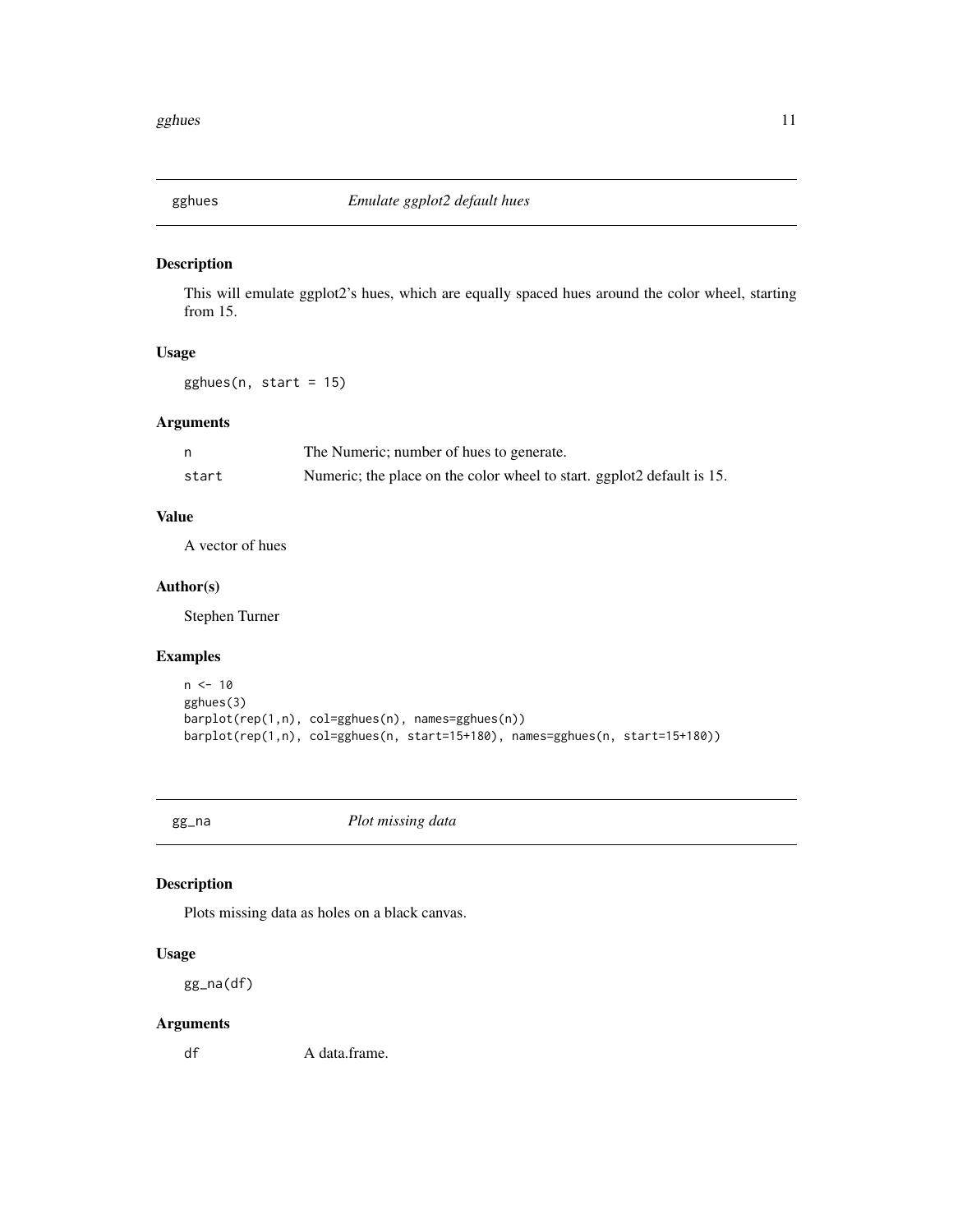## gghues — *Emulate ggplot2 default hues*

### Description

This will emulate ggplot2's hues, which are equally spaced hues around the color wheel, starting from 15.

### Usage

```
gghues(n, start = 15)
```

### Arguments

| | |
|---|---|
| n | The Numeric; number of hues to generate. |
| start | Numeric; the place on the color wheel to start. ggplot2 default is 15. |

### Value

A vector of hues

### Author(s)

Stephen Turner

### Examples

```
n <- 10
gghues(3)
barplot(rep(1,n), col=gghues(n), names=gghues(n))
barplot(rep(1,n), col=gghues(n, start=15+180), names=gghues(n, start=15+180))
```

## gg_na — *Plot missing data*

### Description

Plots missing data as holes on a black canvas.

### Usage

```
gg_na(df)
```

### Arguments

| | |
|---|---|
| df | A data.frame. |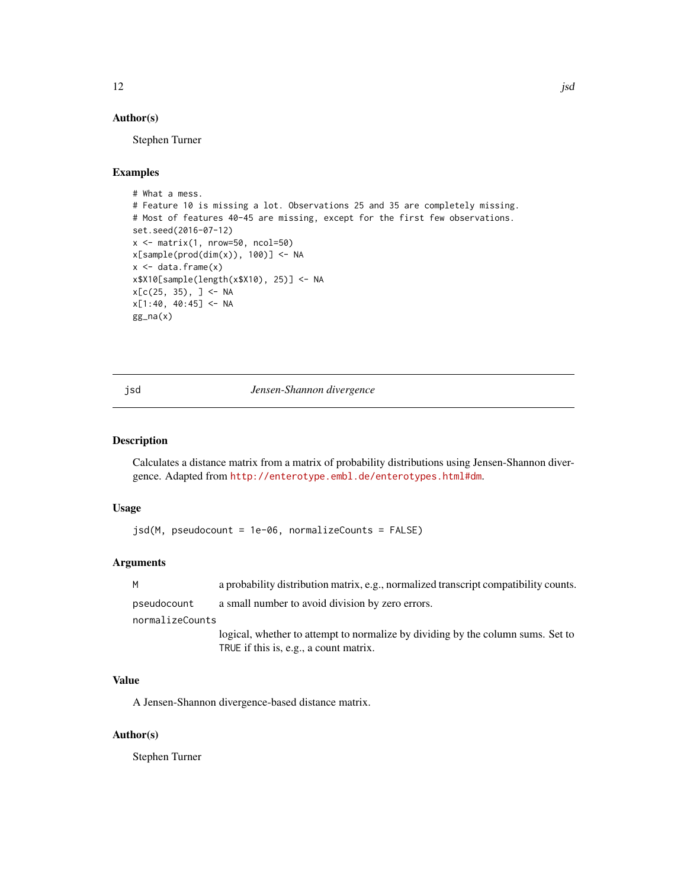## Author(s)

Stephen Turner

## Examples

```
# What a mess.
# Feature 10 is missing a lot. Observations 25 and 35 are completely missing.
# Most of features 40-45 are missing, except for the first few observations.
set.seed(2016-07-12)
x <- matrix(1, nrow=50, ncol=50)
x[sample(prod(dim(x)), 100)] <- NA
x <- data.frame(x)
x$X10[sample(length(x$X10), 25)] <- NA
x[c(25, 35), ] <- NA
x[1:40, 40:45] <- NA
gg_na(x)
```

---

# jsd — *Jensen-Shannon divergence*

## Description

Calculates a distance matrix from a matrix of probability distributions using Jensen-Shannon divergence. Adapted from http://enterotype.embl.de/enterotypes.html#dm.

## Usage

```
jsd(M, pseudocount = 1e-06, normalizeCounts = FALSE)
```

## Arguments

| | |
|---|---|
| `M` | a probability distribution matrix, e.g., normalized transcript compatibility counts. |
| `pseudocount` | a small number to avoid division by zero errors. |
| `normalizeCounts` | logical, whether to attempt to normalize by dividing by the column sums. Set to `TRUE` if this is, e.g., a count matrix. |

## Value

A Jensen-Shannon divergence-based distance matrix.

## Author(s)

Stephen Turner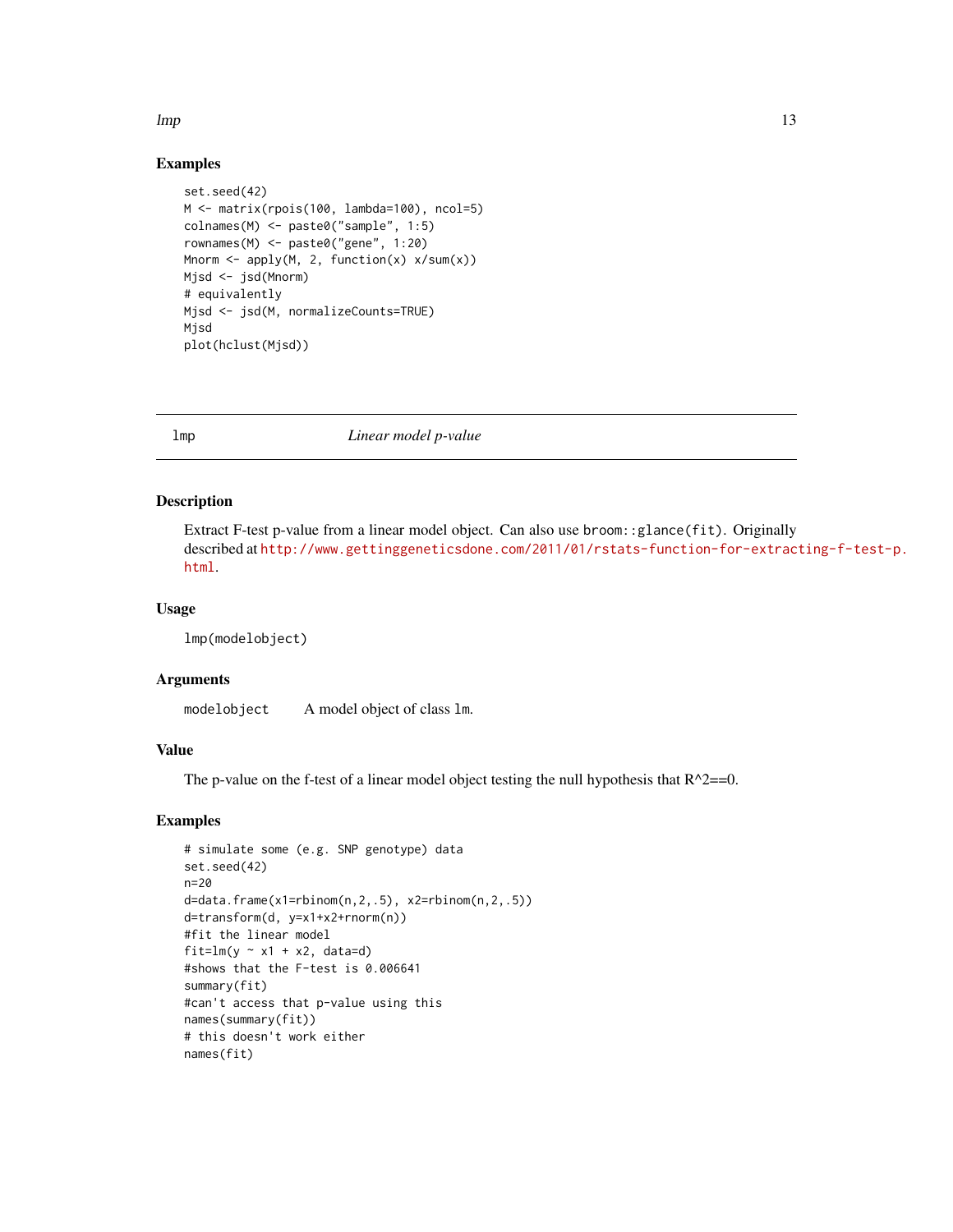### Examples

```
set.seed(42)
M <- matrix(rpois(100, lambda=100), ncol=5)
colnames(M) <- paste0("sample", 1:5)
rownames(M) <- paste0("gene", 1:20)
Mnorm <- apply(M, 2, function(x) x/sum(x))
Mjsd <- jsd(Mnorm)
# equivalently
Mjsd <- jsd(M, normalizeCounts=TRUE)
Mjsd
plot(hclust(Mjsd))
```

---

## lmp *Linear model p-value*

---

### Description

Extract F-test p-value from a linear model object. Can also use `broom::glance(fit)`. Originally described at http://www.gettinggeneticsdone.com/2011/01/rstats-function-for-extracting-f-test-p.html.

### Usage

```
lmp(modelobject)
```

### Arguments

`modelobject` A model object of class `lm`.

### Value

The p-value on the f-test of a linear model object testing the null hypothesis that R^2==0.

### Examples

```
# simulate some (e.g. SNP genotype) data
set.seed(42)
n=20
d=data.frame(x1=rbinom(n,2,.5), x2=rbinom(n,2,.5))
d=transform(d, y=x1+x2+rnorm(n))
#fit the linear model
fit=lm(y ~ x1 + x2, data=d)
#shows that the F-test is 0.006641
summary(fit)
#can't access that p-value using this
names(summary(fit))
# this doesn't work either
names(fit)
```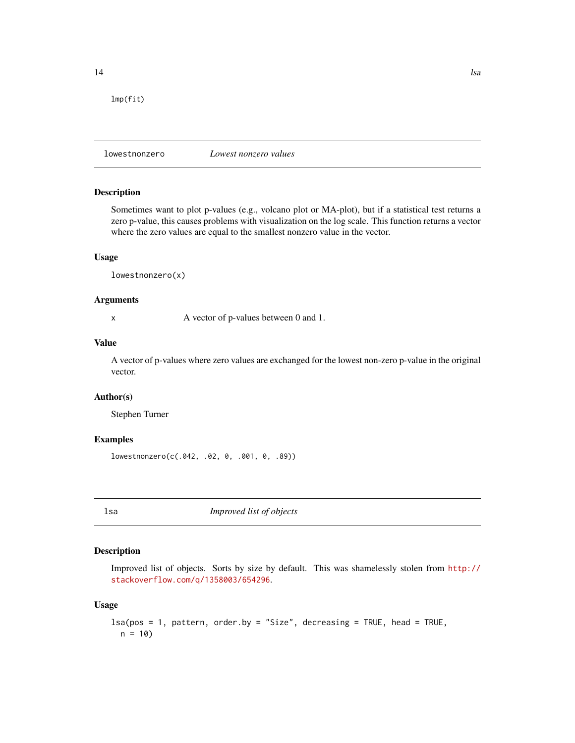```
lmp(fit)
```

## lowestnonzero — *Lowest nonzero values*

### Description

Sometimes want to plot p-values (e.g., volcano plot or MA-plot), but if a statistical test returns a zero p-value, this causes problems with visualization on the log scale. This function returns a vector where the zero values are equal to the smallest nonzero value in the vector.

### Usage

```
lowestnonzero(x)
```

### Arguments

| | |
|---|---|
| x | A vector of p-values between 0 and 1. |

### Value

A vector of p-values where zero values are exchanged for the lowest non-zero p-value in the original vector.

### Author(s)

Stephen Turner

### Examples

```
lowestnonzero(c(.042, .02, 0, .001, 0, .89))
```

## lsa — *Improved list of objects*

### Description

Improved list of objects. Sorts by size by default. This was shamelessly stolen from http://stackoverflow.com/q/1358003/654296.

### Usage

```
lsa(pos = 1, pattern, order.by = "Size", decreasing = TRUE, head = TRUE,
  n = 10)
```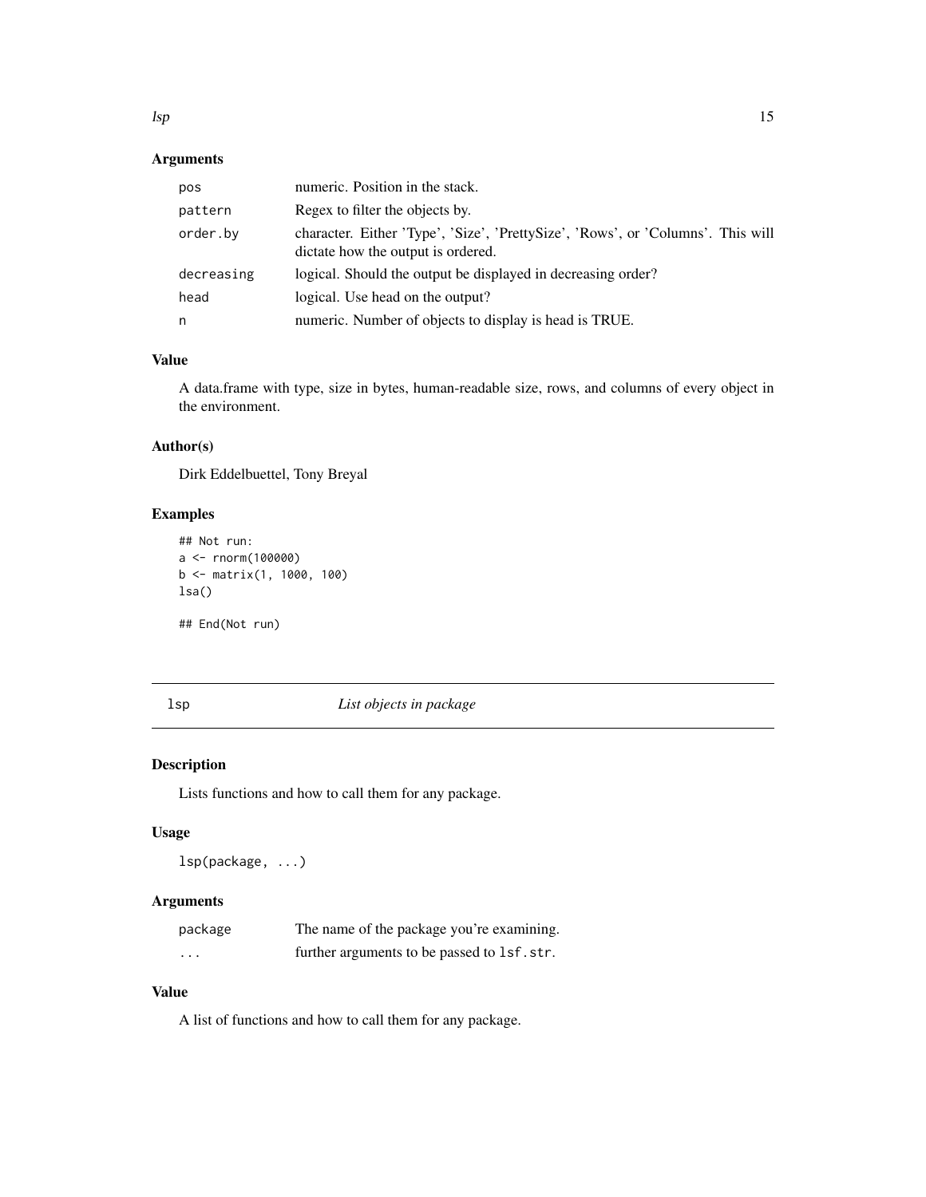### Arguments

| | |
|---|---|
| `pos` | numeric. Position in the stack. |
| `pattern` | Regex to filter the objects by. |
| `order.by` | character. Either 'Type', 'Size', 'PrettySize', 'Rows', or 'Columns'. This will dictate how the output is ordered. |
| `decreasing` | logical. Should the output be displayed in decreasing order? |
| `head` | logical. Use head on the output? |
| `n` | numeric. Number of objects to display is head is TRUE. |

### Value

A data.frame with type, size in bytes, human-readable size, rows, and columns of every object in the environment.

### Author(s)

Dirk Eddelbuettel, Tony Breyal

### Examples

```
## Not run:
a <- rnorm(100000)
b <- matrix(1, 1000, 100)
lsa()

## End(Not run)
```

---

## lsp — *List objects in package*

### Description

Lists functions and how to call them for any package.

### Usage

```
lsp(package, ...)
```

### Arguments

| | |
|---|---|
| `package` | The name of the package you're examining. |
| `...` | further arguments to be passed to `lsf.str`. |

### Value

A list of functions and how to call them for any package.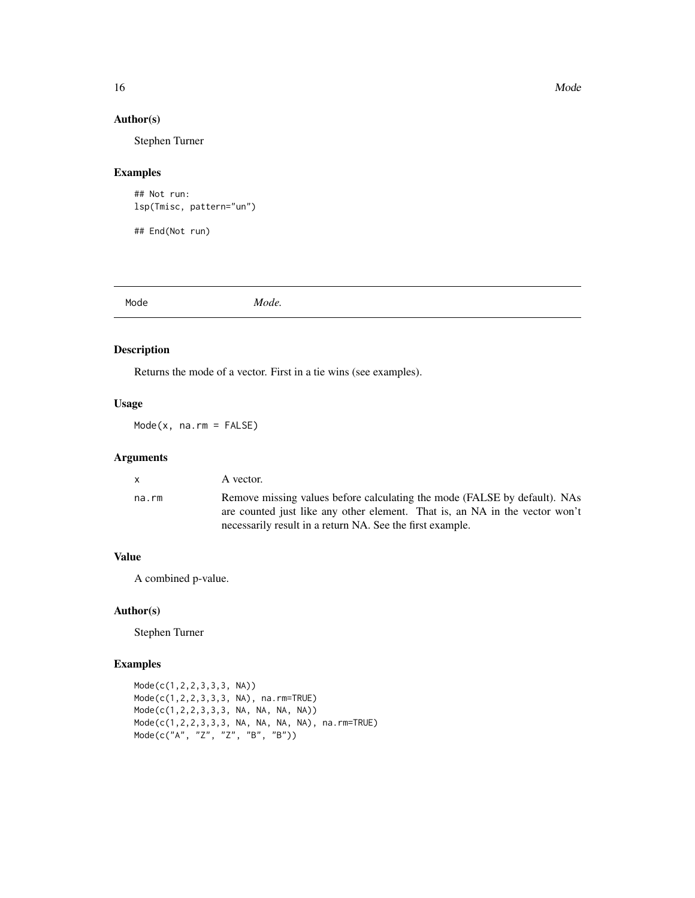## Author(s)

Stephen Turner

## Examples

```
## Not run:
lsp(Tmisc, pattern="un")

## End(Not run)
```

---

# Mode *Mode.*

---

## Description

Returns the mode of a vector. First in a tie wins (see examples).

## Usage

```
Mode(x, na.rm = FALSE)
```

## Arguments

| | |
|---|---|
| x | A vector. |
| na.rm | Remove missing values before calculating the mode (FALSE by default). NAs are counted just like any other element. That is, an NA in the vector won't necessarily result in a return NA. See the first example. |

## Value

A combined p-value.

## Author(s)

Stephen Turner

## Examples

```
Mode(c(1,2,2,3,3,3, NA))
Mode(c(1,2,2,3,3,3, NA), na.rm=TRUE)
Mode(c(1,2,2,3,3,3, NA, NA, NA, NA))
Mode(c(1,2,2,3,3,3, NA, NA, NA, NA), na.rm=TRUE)
Mode(c("A", "Z", "Z", "B", "B"))
```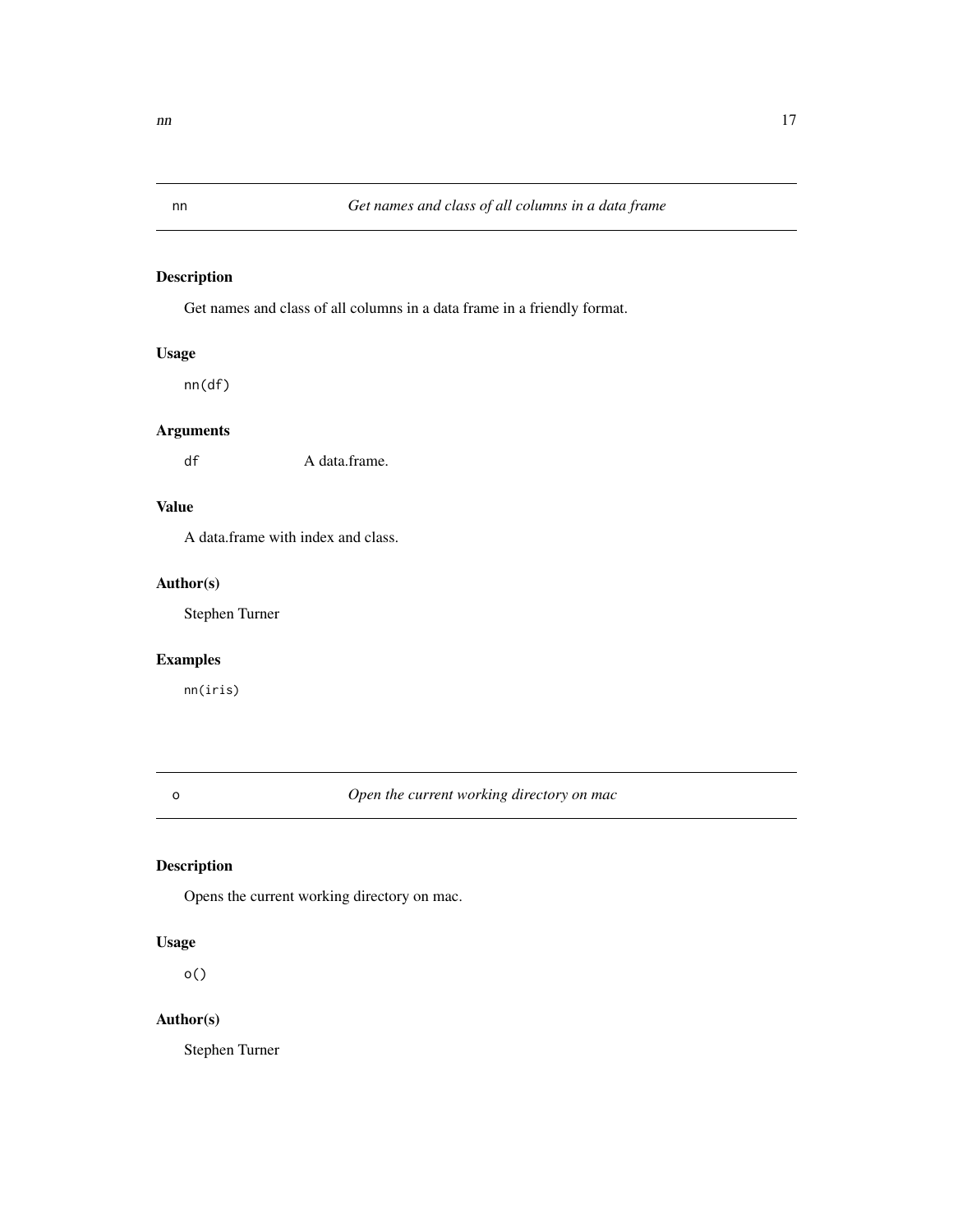## nn — *Get names and class of all columns in a data frame*

### Description

Get names and class of all columns in a data frame in a friendly format.

### Usage

```
nn(df)
```

### Arguments

| | |
|---|---|
| `df` | A data.frame. |

### Value

A data.frame with index and class.

### Author(s)

Stephen Turner

### Examples

```
nn(iris)
```

## o — *Open the current working directory on mac*

### Description

Opens the current working directory on mac.

### Usage

```
o()
```

### Author(s)

Stephen Turner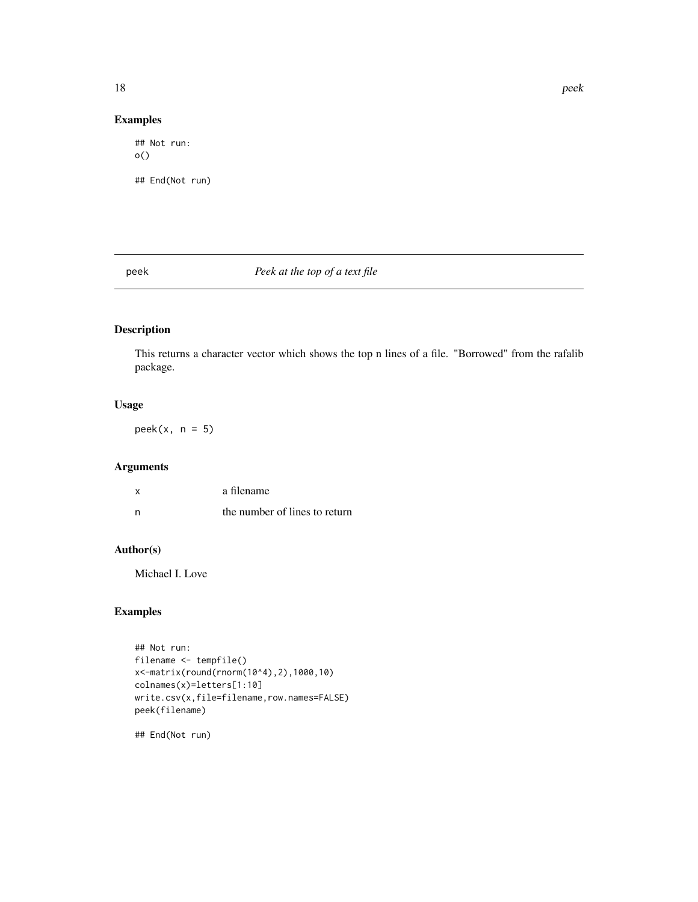## Examples

```
## Not run:
o()

## End(Not run)
```

---

peek *Peek at the top of a text file*

---

## Description

This returns a character vector which shows the top n lines of a file. "Borrowed" from the rafalib package.

## Usage

```
peek(x, n = 5)
```

## Arguments

| | |
|---|---|
| x | a filename |
| n | the number of lines to return |

## Author(s)

Michael I. Love

## Examples

```
## Not run:
filename <- tempfile()
x<-matrix(round(rnorm(10^4),2),1000,10)
colnames(x)=letters[1:10]
write.csv(x,file=filename,row.names=FALSE)
peek(filename)

## End(Not run)
```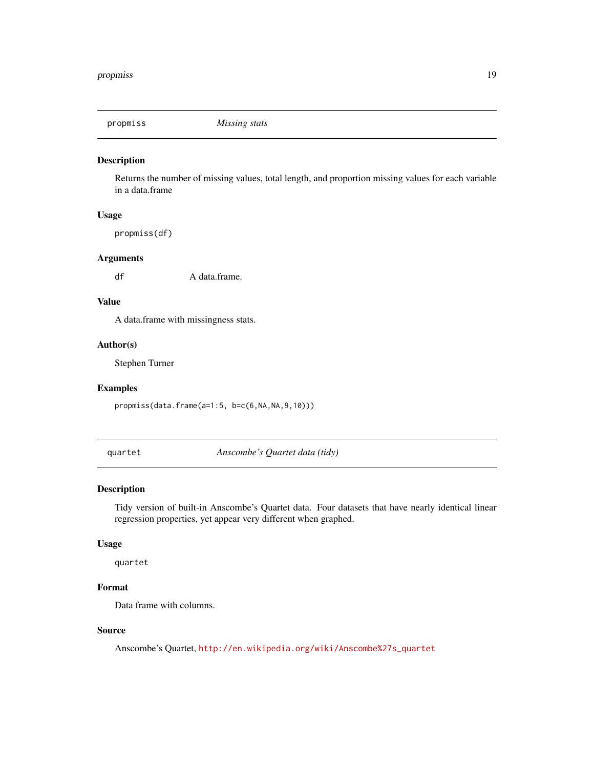## propmiss — *Missing stats*

### Description

Returns the number of missing values, total length, and proportion missing values for each variable in a data.frame

### Usage

```
propmiss(df)
```

### Arguments

| | |
|---|---|
| `df` | A data.frame. |

### Value

A data.frame with missingness stats.

### Author(s)

Stephen Turner

### Examples

```
propmiss(data.frame(a=1:5, b=c(6,NA,NA,9,10)))
```

## quartet — *Anscombe's Quartet data (tidy)*

### Description

Tidy version of built-in Anscombe's Quartet data. Four datasets that have nearly identical linear regression properties, yet appear very different when graphed.

### Usage

```
quartet
```

### Format

Data frame with columns.

### Source

Anscombe's Quartet, http://en.wikipedia.org/wiki/Anscombe%27s_quartet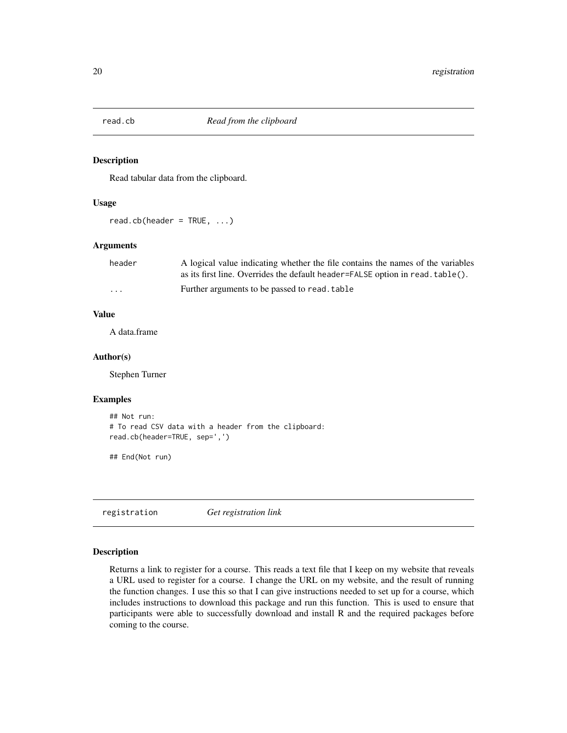## read.cb — *Read from the clipboard*

### Description

Read tabular data from the clipboard.

### Usage

```
read.cb(header = TRUE, ...)
```

### Arguments

| | |
|---|---|
| header | A logical value indicating whether the file contains the names of the variables as its first line. Overrides the default header=FALSE option in read.table(). |
| ... | Further arguments to be passed to read.table |

### Value

A data.frame

### Author(s)

Stephen Turner

### Examples

```
## Not run:
# To read CSV data with a header from the clipboard:
read.cb(header=TRUE, sep=',')

## End(Not run)
```

## registration — *Get registration link*

### Description

Returns a link to register for a course. This reads a text file that I keep on my website that reveals a URL used to register for a course. I change the URL on my website, and the result of running the function changes. I use this so that I can give instructions needed to set up for a course, which includes instructions to download this package and run this function. This is used to ensure that participants were able to successfully download and install R and the required packages before coming to the course.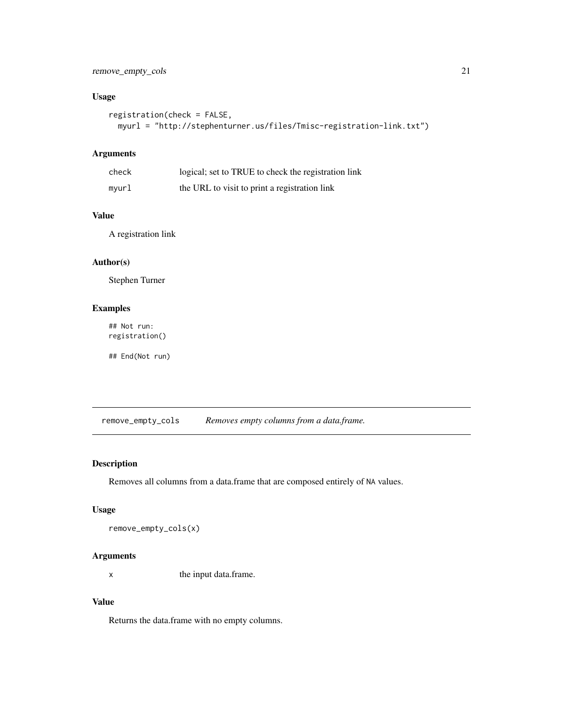### Usage

```
registration(check = FALSE,
  myurl = "http://stephenturner.us/files/Tmisc-registration-link.txt")
```

### Arguments

| | |
|---|---|
| check | logical; set to TRUE to check the registration link |
| myurl | the URL to visit to print a registration link |

### Value

A registration link

### Author(s)

Stephen Turner

### Examples

```
## Not run:
registration()

## End(Not run)
```

---

## remove_empty_cols *Removes empty columns from a data.frame.*

---

### Description

Removes all columns from a data.frame that are composed entirely of NA values.

### Usage

```
remove_empty_cols(x)
```

### Arguments

| | |
|---|---|
| x | the input data.frame. |

### Value

Returns the data.frame with no empty columns.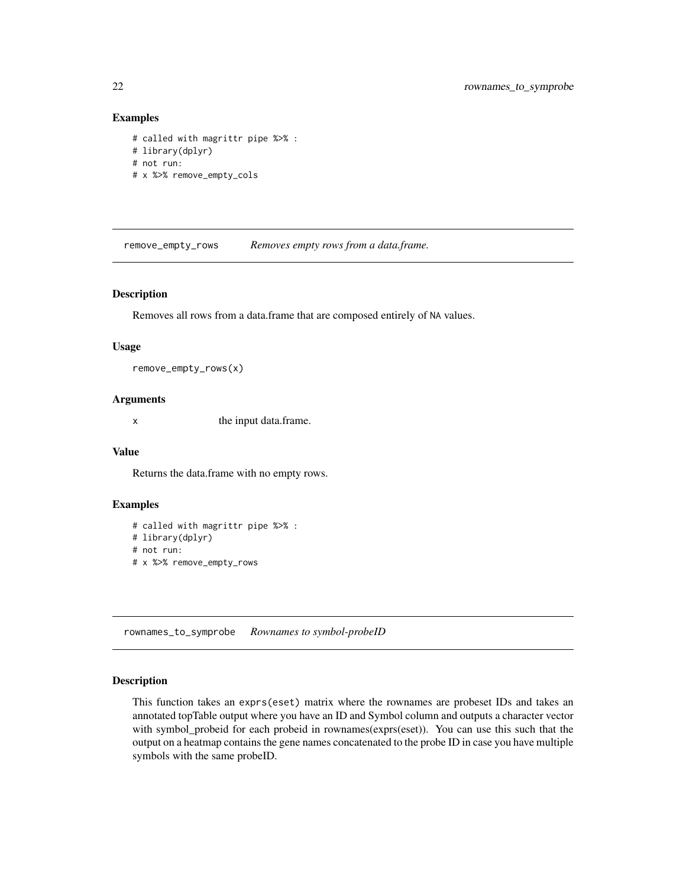### Examples

```
# called with magrittr pipe %>% :
# library(dplyr)
# not run:
# x %>% remove_empty_cols
```

---

## remove_empty_rows *Removes empty rows from a data.frame.*

### Description

Removes all rows from a data.frame that are composed entirely of `NA` values.

### Usage

```
remove_empty_rows(x)
```

### Arguments

| | |
|---|---|
| x | the input data.frame. |

### Value

Returns the data.frame with no empty rows.

### Examples

```
# called with magrittr pipe %>% :
# library(dplyr)
# not run:
# x %>% remove_empty_rows
```

---

## rownames_to_symprobe *Rownames to symbol-probeID*

### Description

This function takes an `exprs(eset)` matrix where the rownames are probeset IDs and takes an annotated topTable output where you have an ID and Symbol column and outputs a character vector with symbol_probeid for each probeid in rownames(exprs(eset)). You can use this such that the output on a heatmap contains the gene names concatenated to the probe ID in case you have multiple symbols with the same probeID.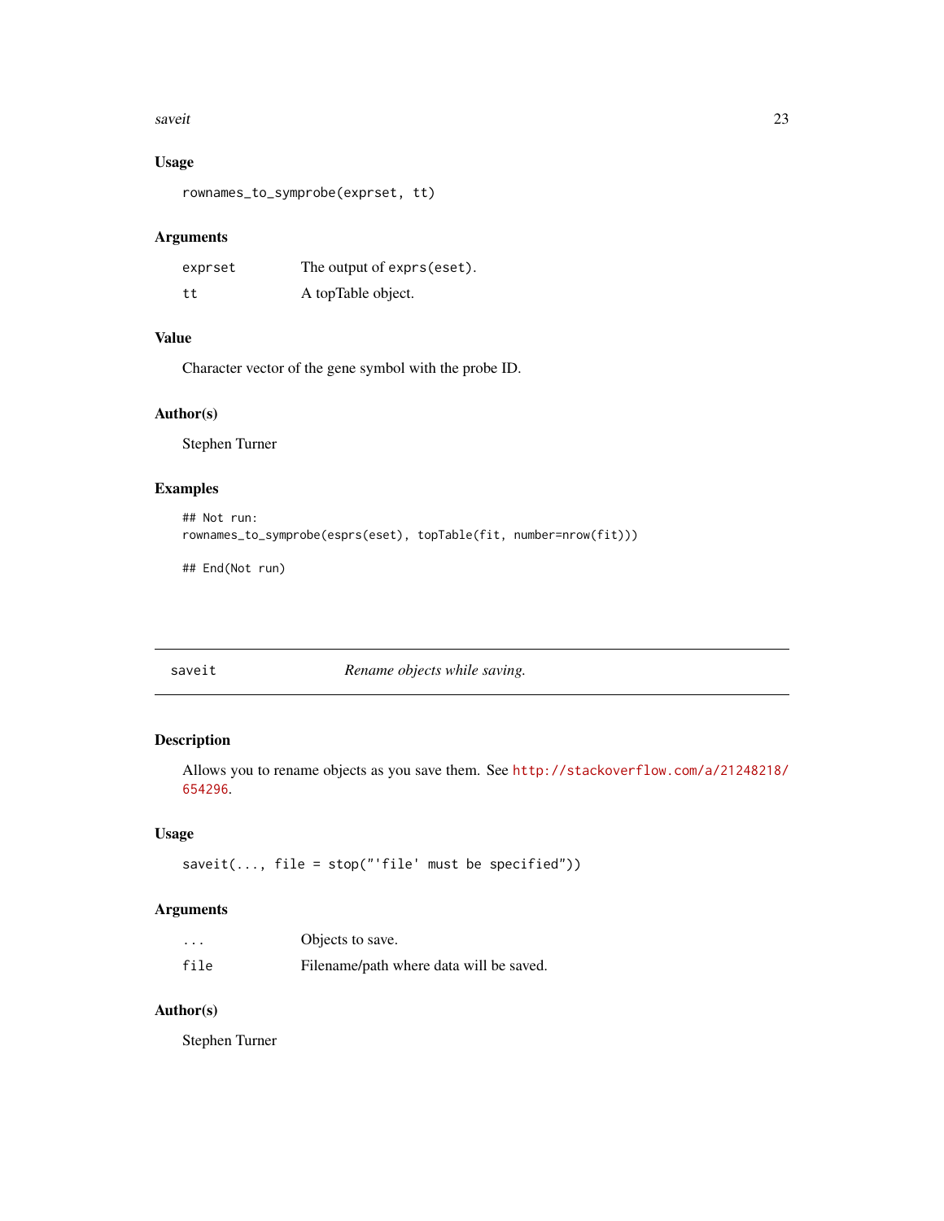### Usage

```
rownames_to_symprobe(exprset, tt)
```

### Arguments

| | |
|---|---|
| `exprset` | The output of `exprs(eset)`. |
| `tt` | A topTable object. |

### Value

Character vector of the gene symbol with the probe ID.

### Author(s)

Stephen Turner

### Examples

```
## Not run:
rownames_to_symprobe(esprs(eset), topTable(fit, number=nrow(fit)))

## End(Not run)
```

---

## saveit *Rename objects while saving.*

---

### Description

Allows you to rename objects as you save them. See http://stackoverflow.com/a/21248218/654296.

### Usage

```
saveit(..., file = stop("'file' must be specified"))
```

### Arguments

| | |
|---|---|
| `...` | Objects to save. |
| `file` | Filename/path where data will be saved. |

### Author(s)

Stephen Turner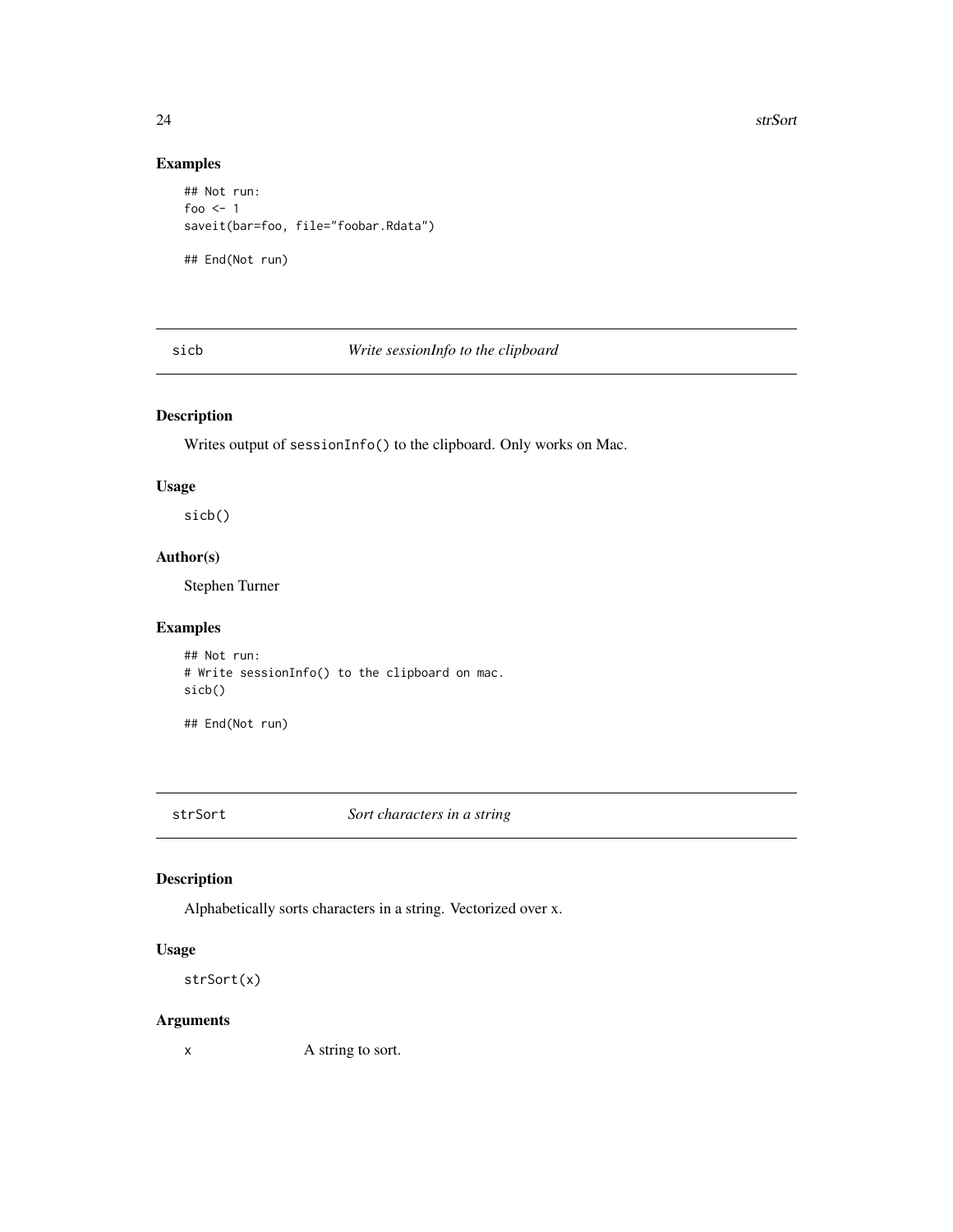## Examples

```
## Not run:
foo <- 1
saveit(bar=foo, file="foobar.Rdata")

## End(Not run)
```

---

# sicb *Write sessionInfo to the clipboard*

---

## Description

Writes output of `sessionInfo()` to the clipboard. Only works on Mac.

## Usage

```
sicb()
```

## Author(s)

Stephen Turner

## Examples

```
## Not run:
# Write sessionInfo() to the clipboard on mac.
sicb()

## End(Not run)
```

---

# strSort *Sort characters in a string*

---

## Description

Alphabetically sorts characters in a string. Vectorized over x.

## Usage

```
strSort(x)
```

## Arguments

| | |
|---|---|
| x | A string to sort. |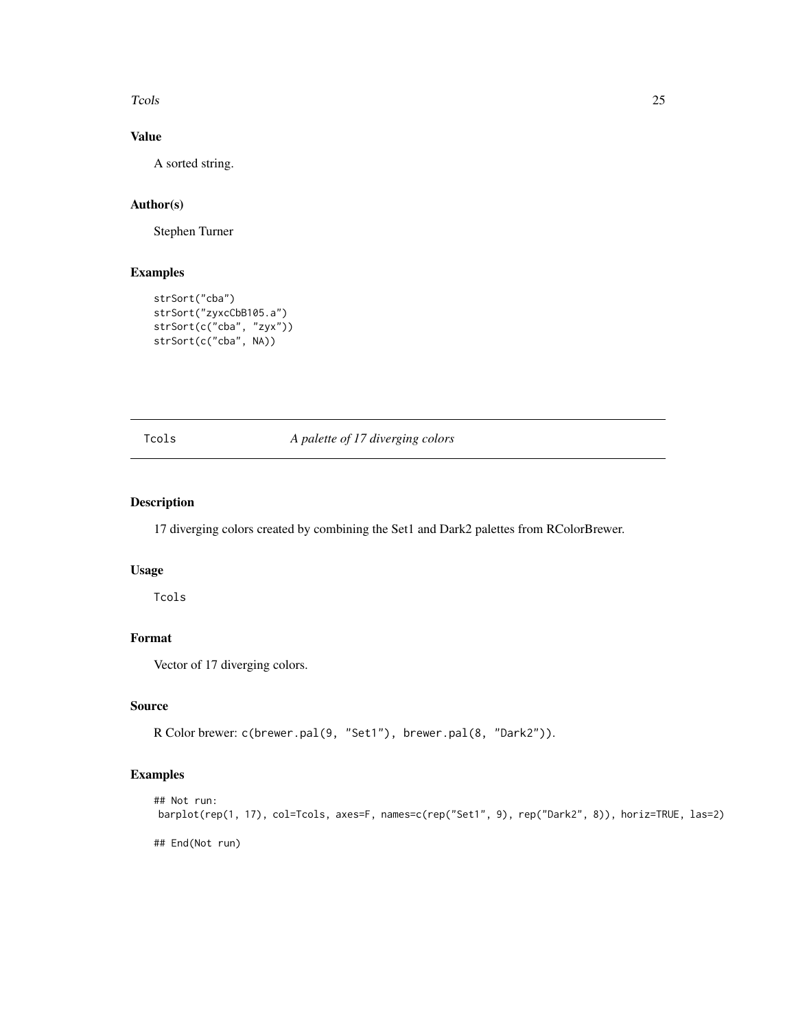## Value

A sorted string.

## Author(s)

Stephen Turner

## Examples

```
strSort("cba")
strSort("zyxcCbB105.a")
strSort(c("cba", "zyx"))
strSort(c("cba", NA))
```

---

# Tcols *A palette of 17 diverging colors*

---

## Description

17 diverging colors created by combining the Set1 and Dark2 palettes from RColorBrewer.

## Usage

```
Tcols
```

## Format

Vector of 17 diverging colors.

## Source

R Color brewer: `c(brewer.pal(9, "Set1"), brewer.pal(8, "Dark2"))`.

## Examples

```
## Not run:
 barplot(rep(1, 17), col=Tcols, axes=F, names=c(rep("Set1", 9), rep("Dark2", 8)), horiz=TRUE, las=2)

## End(Not run)
```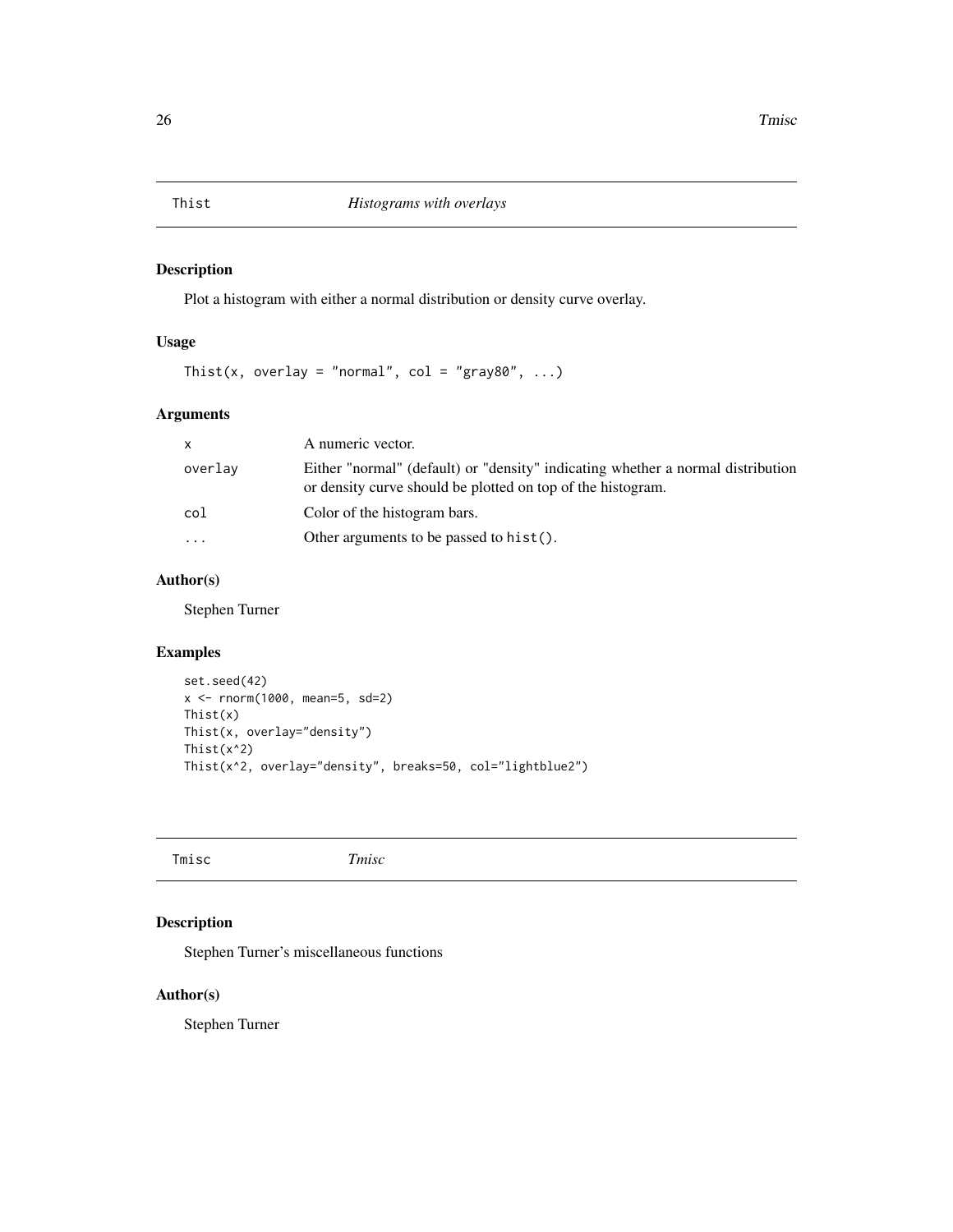## Thist *Histograms with overlays*

### Description

Plot a histogram with either a normal distribution or density curve overlay.

### Usage

```
Thist(x, overlay = "normal", col = "gray80", ...)
```

### Arguments

| | |
|---|---|
| `x` | A numeric vector. |
| `overlay` | Either "normal" (default) or "density" indicating whether a normal distribution or density curve should be plotted on top of the histogram. |
| `col` | Color of the histogram bars. |
| `...` | Other arguments to be passed to `hist()`. |

### Author(s)

Stephen Turner

### Examples

```
set.seed(42)
x <- rnorm(1000, mean=5, sd=2)
Thist(x)
Thist(x, overlay="density")
Thist(x^2)
Thist(x^2, overlay="density", breaks=50, col="lightblue2")
```

## Tmisc *Tmisc*

### Description

Stephen Turner's miscellaneous functions

### Author(s)

Stephen Turner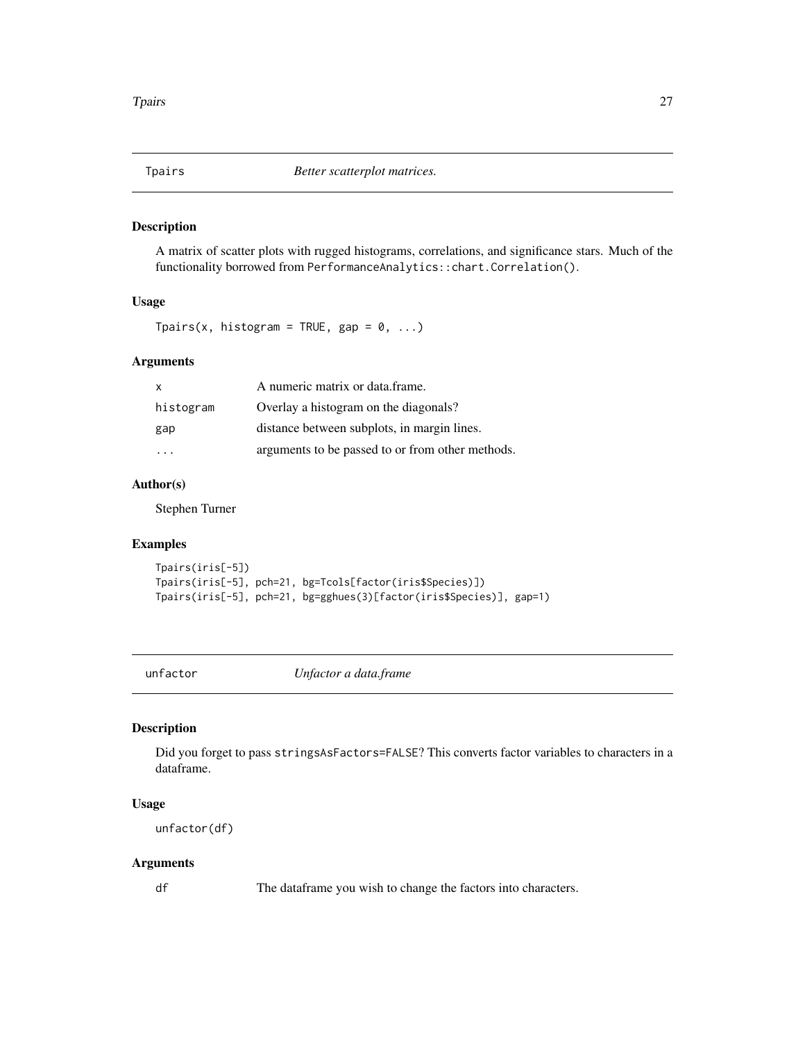## Tpairs *Better scatterplot matrices.*

### Description

A matrix of scatter plots with rugged histograms, correlations, and significance stars. Much of the functionality borrowed from `PerformanceAnalytics::chart.Correlation()`.

### Usage

```
Tpairs(x, histogram = TRUE, gap = 0, ...)
```

### Arguments

| | |
|---|---|
| `x` | A numeric matrix or data.frame. |
| `histogram` | Overlay a histogram on the diagonals? |
| `gap` | distance between subplots, in margin lines. |
| `...` | arguments to be passed to or from other methods. |

### Author(s)

Stephen Turner

### Examples

```
Tpairs(iris[-5])
Tpairs(iris[-5], pch=21, bg=Tcols[factor(iris$Species)])
Tpairs(iris[-5], pch=21, bg=gghues(3)[factor(iris$Species)], gap=1)
```

## unfactor *Unfactor a data.frame*

### Description

Did you forget to pass `stringsAsFactors=FALSE`? This converts factor variables to characters in a dataframe.

### Usage

```
unfactor(df)
```

### Arguments

| | |
|---|---|
| `df` | The dataframe you wish to change the factors into characters. |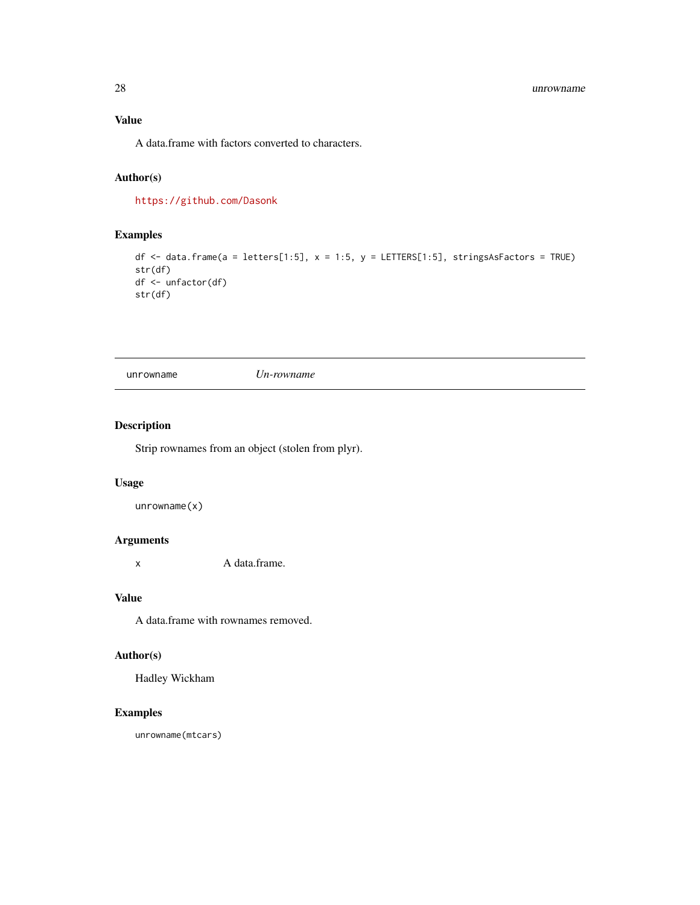## Value

A data.frame with factors converted to characters.

## Author(s)

https://github.com/Dasonk

## Examples

```
df <- data.frame(a = letters[1:5], x = 1:5, y = LETTERS[1:5], stringsAsFactors = TRUE)
str(df)
df <- unfactor(df)
str(df)
```

---

# unrowname — *Un-rowname*

## Description

Strip rownames from an object (stolen from plyr).

## Usage

```
unrowname(x)
```

## Arguments

| | |
|---|---|
| x | A data.frame. |

## Value

A data.frame with rownames removed.

## Author(s)

Hadley Wickham

## Examples

```
unrowname(mtcars)
```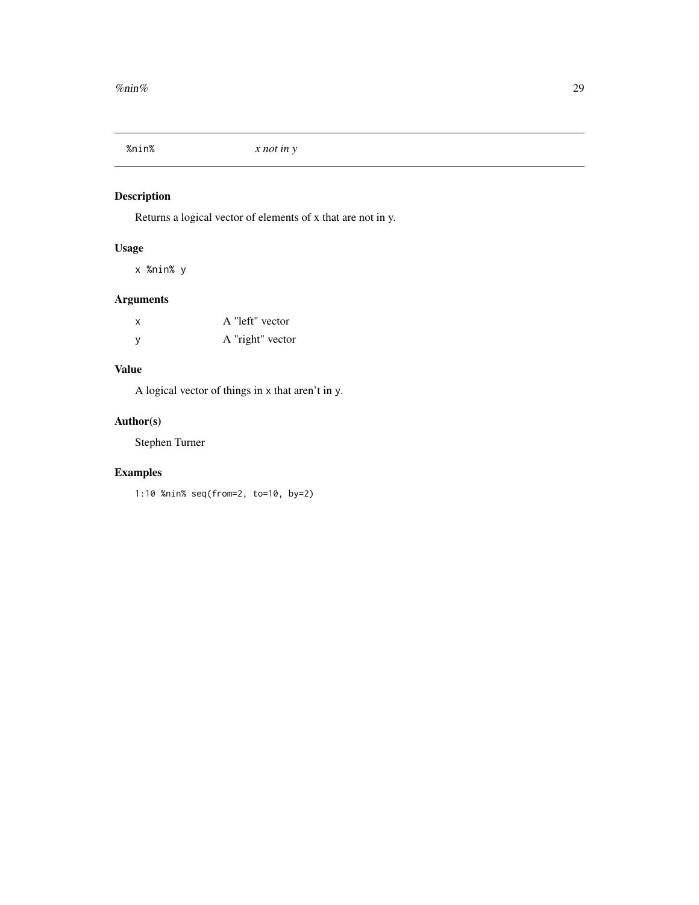## `%nin%` *x not in y*

### Description

Returns a logical vector of elements of x that are not in y.

### Usage

```
x %nin% y
```

### Arguments

| | |
|---|---|
| x | A "left" vector |
| y | A "right" vector |

### Value

A logical vector of things in `x` that aren't in `y`.

### Author(s)

Stephen Turner

### Examples

```
1:10 %nin% seq(from=2, to=10, by=2)
```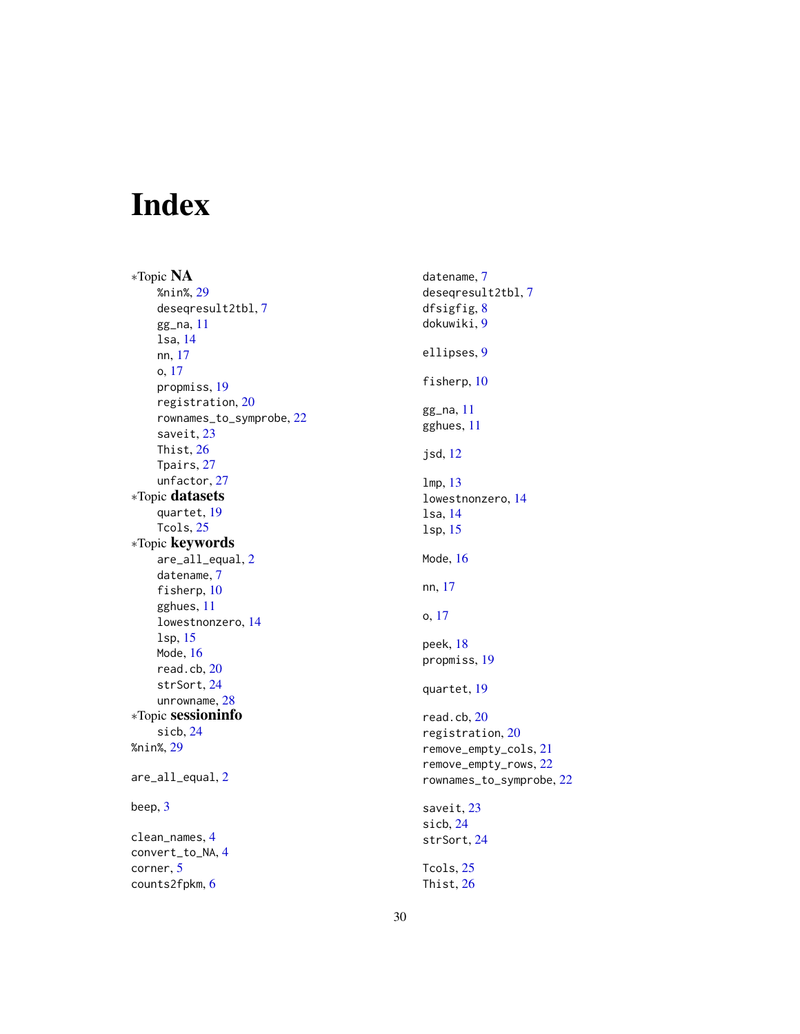# Index

∗Topic **NA**
- %nin%, 29
- deseqresult2tbl, 7
- gg_na, 11
- lsa, 14
- nn, 17
- o, 17
- propmiss, 19
- registration, 20
- rownames_to_symprobe, 22
- saveit, 23
- Thist, 26
- Tpairs, 27
- unfactor, 27

∗Topic **datasets**
- quartet, 19
- Tcols, 25

∗Topic **keywords**
- are_all_equal, 2
- datename, 7
- fisherp, 10
- gghues, 11
- lowestnonzero, 14
- lsp, 15
- Mode, 16
- read.cb, 20
- strSort, 24
- unrowname, 28

∗Topic **sessioninfo**
- sicb, 24

%nin%, 29

are_all_equal, 2

beep, 3

clean_names, 4
convert_to_NA, 4
corner, 5
counts2fpkm, 6

datename, 7
deseqresult2tbl, 7
dfsigfig, 8
dokuwiki, 9

ellipses, 9

fisherp, 10

gg_na, 11
gghues, 11

jsd, 12

lmp, 13
lowestnonzero, 14
lsa, 14
lsp, 15

Mode, 16

nn, 17

o, 17

peek, 18
propmiss, 19

quartet, 19

read.cb, 20
registration, 20
remove_empty_cols, 21
remove_empty_rows, 22
rownames_to_symprobe, 22

saveit, 23
sicb, 24
strSort, 24

Tcols, 25
Thist, 26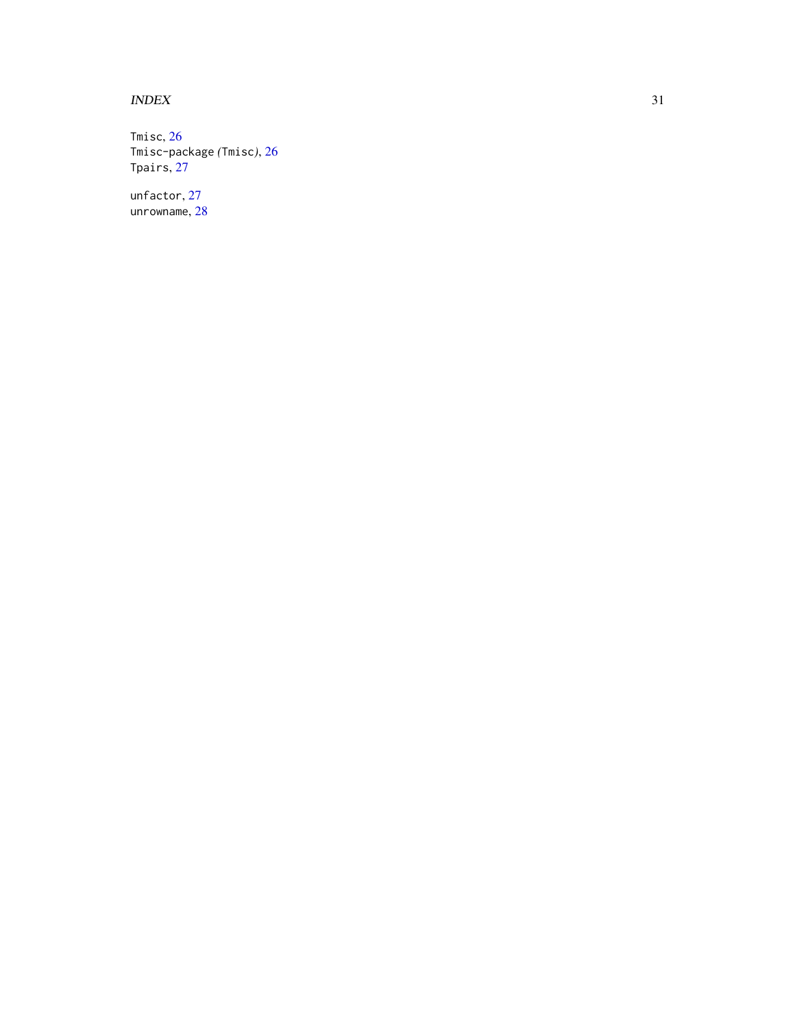Tmisc, 26
Tmisc-package (Tmisc), 26
Tpairs, 27

unfactor, 27
unrowname, 28